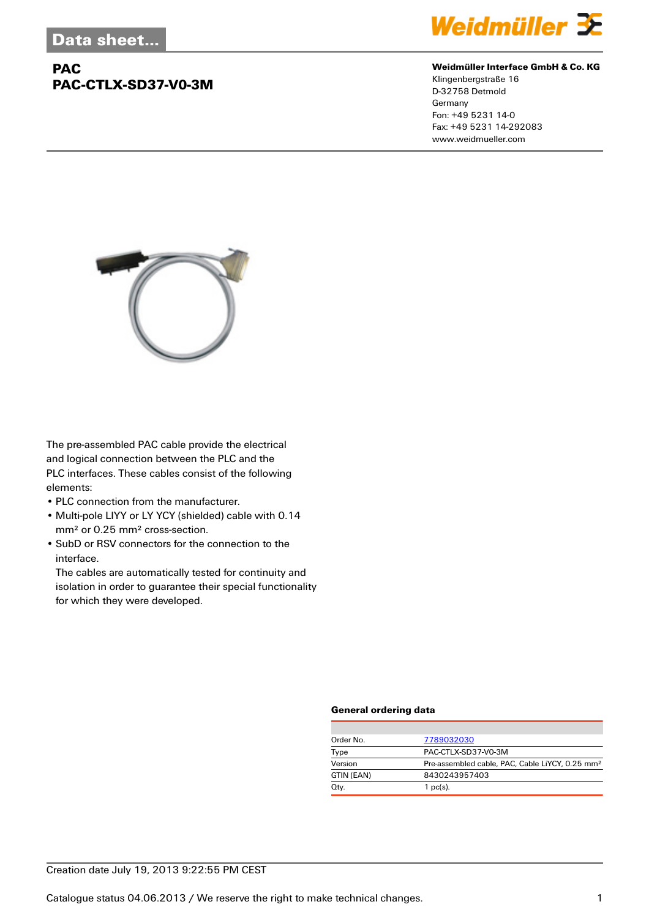Data sheet...

# PAC
# PAC-CTLX-SD37-V0-3M

**Weidmüller Interface GmbH & Co. KG**
Klingenbergstraße 16
D-32758 Detmold
Germany
Fon: +49 5231 14-0
Fax: +49 5231 14-292083
www.weidmueller.com

The pre-assembled PAC cable provide the electrical and logical connection between the PLC and the PLC interfaces. These cables consist of the following elements:

- PLC connection from the manufacturer.
- Multi-pole LIYY or LY YCY (shielded) cable with 0.14 mm² or 0.25 mm² cross-section.
- SubD or RSV connectors for the connection to the interface.
  The cables are automatically tested for continuity and isolation in order to guarantee their special functionality for which they were developed.

### General ordering data

| | |
|---|---|
| Order No. | 7789032030 |
| Type | PAC-CTLX-SD37-V0-3M |
| Version | Pre-assembled cable, PAC, Cable LiYCY, 0.25 mm² |
| GTIN (EAN) | 8430243957403 |
| Qty. | 1 pc(s). |

Creation date July 19, 2013 9:22:55 PM CEST

Catalogue status 04.06.2013 / We reserve the right to make technical changes.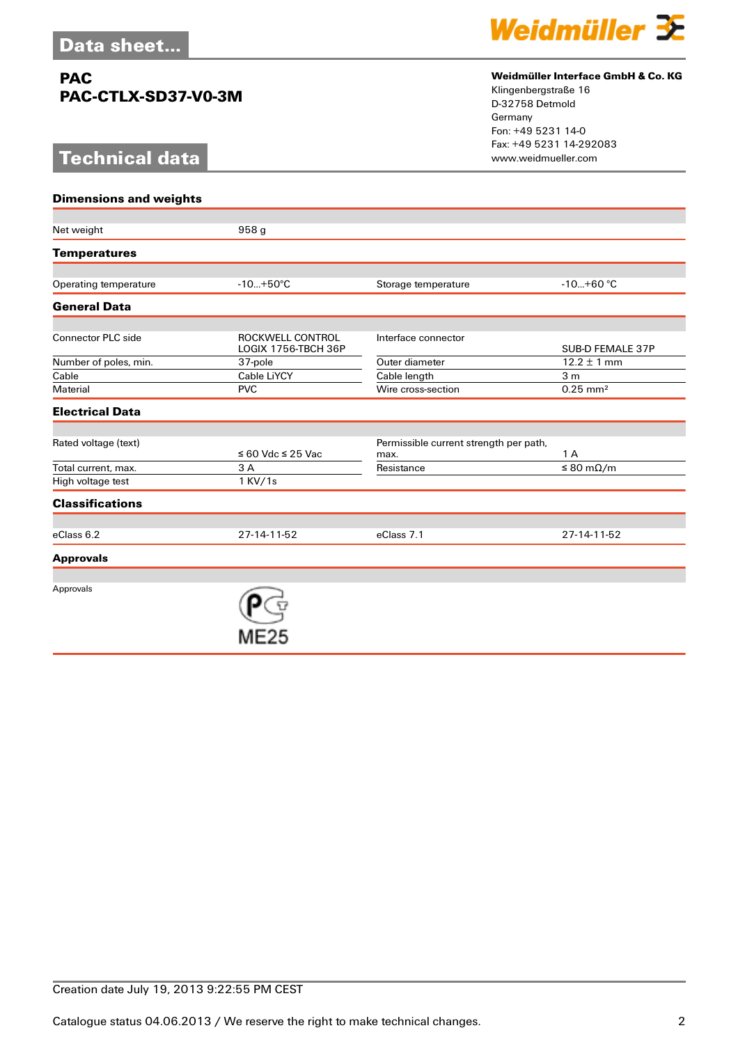# Data sheet...

## PAC
## PAC-CTLX-SD37-V0-3M

**Weidmüller Interface GmbH & Co. KG**
Klingenbergstraße 16
D-32758 Detmold
Germany
Fon: +49 5231 14-0
Fax: +49 5231 14-292083
www.weidmueller.com

# Technical data

### Dimensions and weights

| | | | |
|---|---|---|---|
| Net weight | 958 g | | |

### Temperatures

| | | | |
|---|---|---|---|
| Operating temperature | -10...+50°C | Storage temperature | -10...+60 °C |

### General Data

| | | | |
|---|---|---|---|
| Connector PLC side | ROCKWELL CONTROL LOGIX 1756-TBCH 36P | Interface connector | SUB-D FEMALE 37P |
| Number of poles, min. | 37-pole | Outer diameter | 12.2 ± 1 mm |
| Cable | Cable LiYCY | Cable length | 3 m |
| Material | PVC | Wire cross-section | 0.25 mm² |

### Electrical Data

| | | | |
|---|---|---|---|
| Rated voltage (text) | ≤ 60 Vdc ≤ 25 Vac | Permissible current strength per path, max. | 1 A |
| Total current, max. | 3 A | Resistance | ≤ 80 mΩ/m |
| High voltage test | 1 KV/1s | | |

### Classifications

| | | | |
|---|---|---|---|
| eClass 6.2 | 27-14-11-52 | eClass 7.1 | 27-14-11-52 |

### Approvals

Approvals

ME25

Creation date July 19, 2013 9:22:55 PM CEST

Catalogue status 04.06.2013 / We reserve the right to make technical changes.